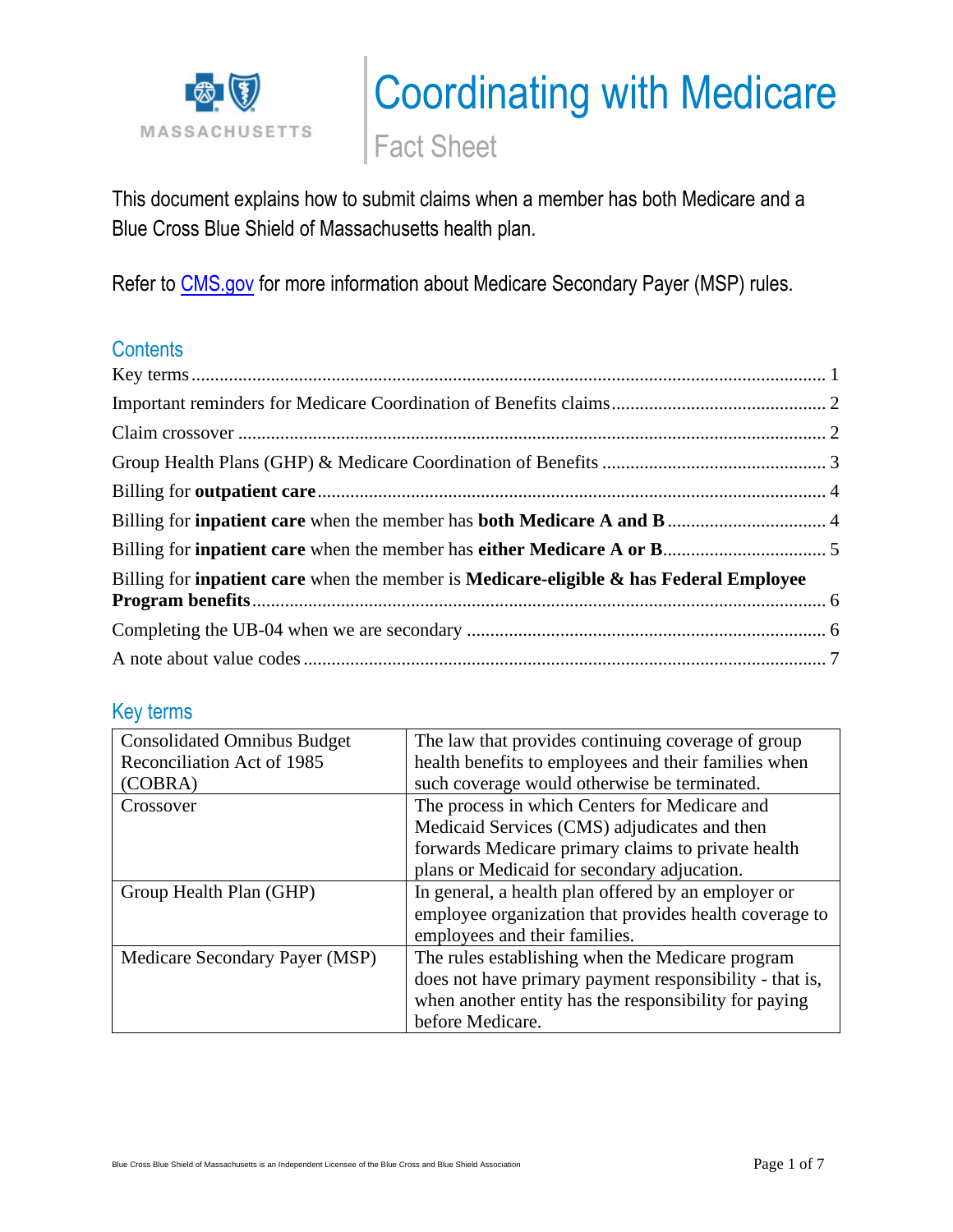# Coordinating with Medicare

## Fact Sheet

This document explains how to submit claims when a member has both Medicare and a Blue Cross Blue Shield of Massachusetts health plan.

Refer to [CMS.gov](CMS.gov) for more information about Medicare Secondary Payer (MSP) rules.

## Contents

Key terms ........ 1

Important reminders for Medicare Coordination of Benefits claims ........ 2

Claim crossover ........ 2

Group Health Plans (GHP) & Medicare Coordination of Benefits ........ 3

Billing for **outpatient care** ........ 4

Billing for **inpatient care** when the member has **both Medicare A and B** ........ 4

Billing for **inpatient care** when the member has **either Medicare A or B** ........ 5

Billing for **inpatient care** when the member is **Medicare-eligible & has Federal Employee Program benefits** ........ 6

Completing the UB-04 when we are secondary ........ 6

A note about value codes ........ 7

## Key terms

| | |
|---|---|
| Consolidated Omnibus Budget Reconciliation Act of 1985 (COBRA) | The law that provides continuing coverage of group health benefits to employees and their families when such coverage would otherwise be terminated. |
| Crossover | The process in which Centers for Medicare and Medicaid Services (CMS) adjudicates and then forwards Medicare primary claims to private health plans or Medicaid for secondary adjucation. |
| Group Health Plan (GHP) | In general, a health plan offered by an employer or employee organization that provides health coverage to employees and their families. |
| Medicare Secondary Payer (MSP) | The rules establishing when the Medicare program does not have primary payment responsibility - that is, when another entity has the responsibility for paying before Medicare. |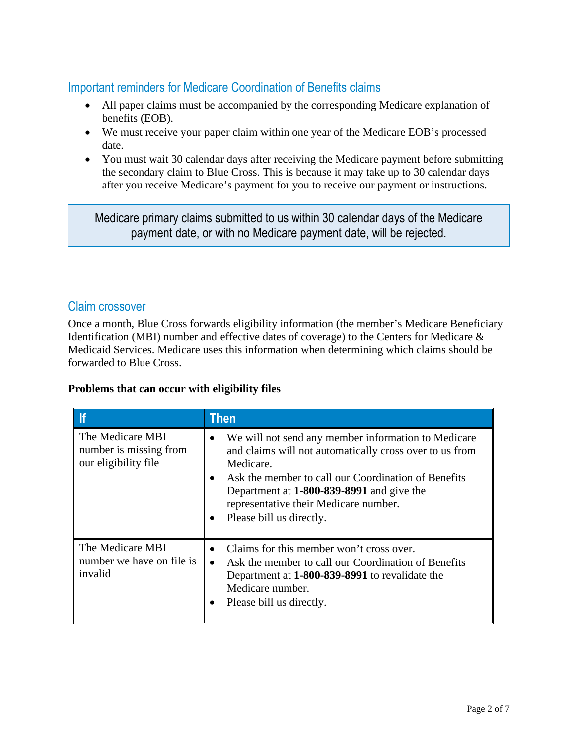## Important reminders for Medicare Coordination of Benefits claims

- All paper claims must be accompanied by the corresponding Medicare explanation of benefits (EOB).
- We must receive your paper claim within one year of the Medicare EOB's processed date.
- You must wait 30 calendar days after receiving the Medicare payment before submitting the secondary claim to Blue Cross. This is because it may take up to 30 calendar days after you receive Medicare's payment for you to receive our payment or instructions.

> Medicare primary claims submitted to us within 30 calendar days of the Medicare payment date, or with no Medicare payment date, will be rejected.

## Claim crossover

Once a month, Blue Cross forwards eligibility information (the member's Medicare Beneficiary Identification (MBI) number and effective dates of coverage) to the Centers for Medicare & Medicaid Services. Medicare uses this information when determining which claims should be forwarded to Blue Cross.

**Problems that can occur with eligibility files**

| If | Then |
|---|---|
| The Medicare MBI number is missing from our eligibility file | • We will not send any member information to Medicare and claims will not automatically cross over to us from Medicare.<br>• Ask the member to call our Coordination of Benefits Department at **1-800-839-8991** and give the representative their Medicare number.<br>• Please bill us directly. |
| The Medicare MBI number we have on file is invalid | • Claims for this member won't cross over.<br>• Ask the member to call our Coordination of Benefits Department at **1-800-839-8991** to revalidate the Medicare number.<br>• Please bill us directly. |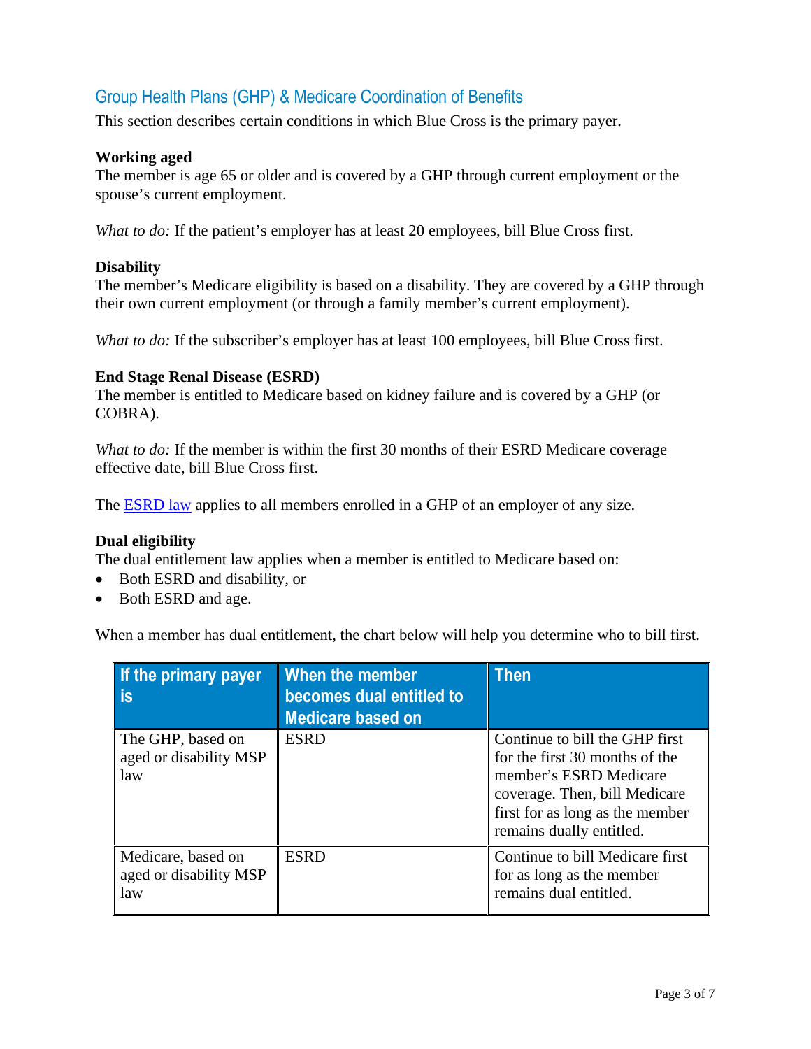## Group Health Plans (GHP) & Medicare Coordination of Benefits

This section describes certain conditions in which Blue Cross is the primary payer.

**Working aged**
The member is age 65 or older and is covered by a GHP through current employment or the spouse's current employment.

*What to do:* If the patient's employer has at least 20 employees, bill Blue Cross first.

**Disability**
The member's Medicare eligibility is based on a disability. They are covered by a GHP through their own current employment (or through a family member's current employment).

*What to do:* If the subscriber's employer has at least 100 employees, bill Blue Cross first.

**End Stage Renal Disease (ESRD)**
The member is entitled to Medicare based on kidney failure and is covered by a GHP (or COBRA).

*What to do:* If the member is within the first 30 months of their ESRD Medicare coverage effective date, bill Blue Cross first.

The [ESRD law] applies to all members enrolled in a GHP of an employer of any size.

**Dual eligibility**
The dual entitlement law applies when a member is entitled to Medicare based on:

- Both ESRD and disability, or
- Both ESRD and age.

When a member has dual entitlement, the chart below will help you determine who to bill first.

| If the primary payer is | When the member becomes dual entitled to Medicare based on | Then |
|---|---|---|
| The GHP, based on aged or disability MSP law | ESRD | Continue to bill the GHP first for the first 30 months of the member's ESRD Medicare coverage. Then, bill Medicare first for as long as the member remains dually entitled. |
| Medicare, based on aged or disability MSP law | ESRD | Continue to bill Medicare first for as long as the member remains dual entitled. |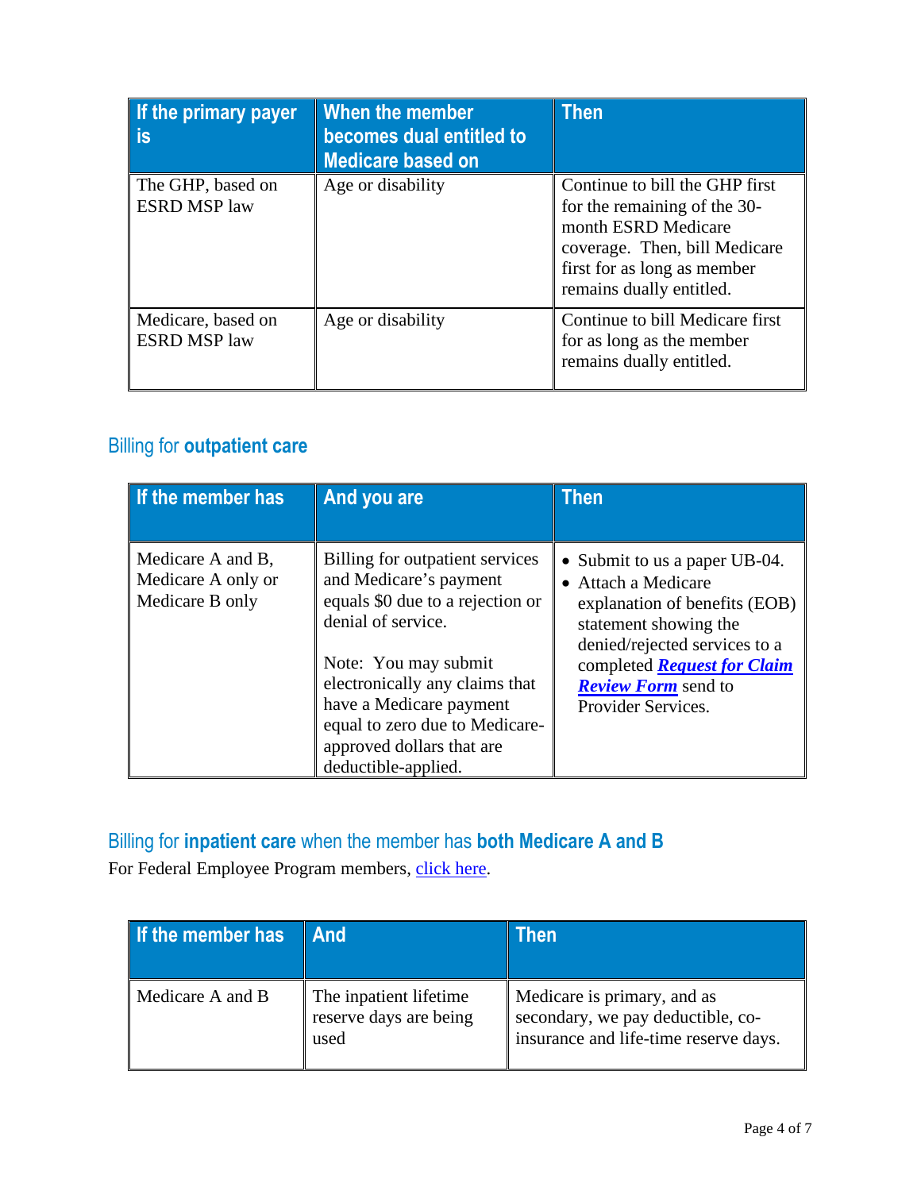| If the primary payer is | When the member becomes dual entitled to Medicare based on | Then |
|---|---|---|
| The GHP, based on ESRD MSP law | Age or disability | Continue to bill the GHP first for the remaining of the 30-month ESRD Medicare coverage. Then, bill Medicare first for as long as member remains dually entitled. |
| Medicare, based on ESRD MSP law | Age or disability | Continue to bill Medicare first for as long as the member remains dually entitled. |

## Billing for **outpatient care**

| If the member has | And you are | Then |
|---|---|---|
| Medicare A and B, Medicare A only or Medicare B only | Billing for outpatient services and Medicare's payment equals $0 due to a rejection or denial of service.<br><br>Note: You may submit electronically any claims that have a Medicare payment equal to zero due to Medicare-approved dollars that are deductible-applied. | • Submit to us a paper UB-04.<br>• Attach a Medicare explanation of benefits (EOB) statement showing the denied/rejected services to a completed ***Request for Claim Review Form*** send to Provider Services. |

## Billing for **inpatient care** when the member has **both Medicare A and B**

For Federal Employee Program members, click here.

| If the member has | And | Then |
|---|---|---|
| Medicare A and B | The inpatient lifetime reserve days are being used | Medicare is primary, and as secondary, we pay deductible, co-insurance and life-time reserve days. |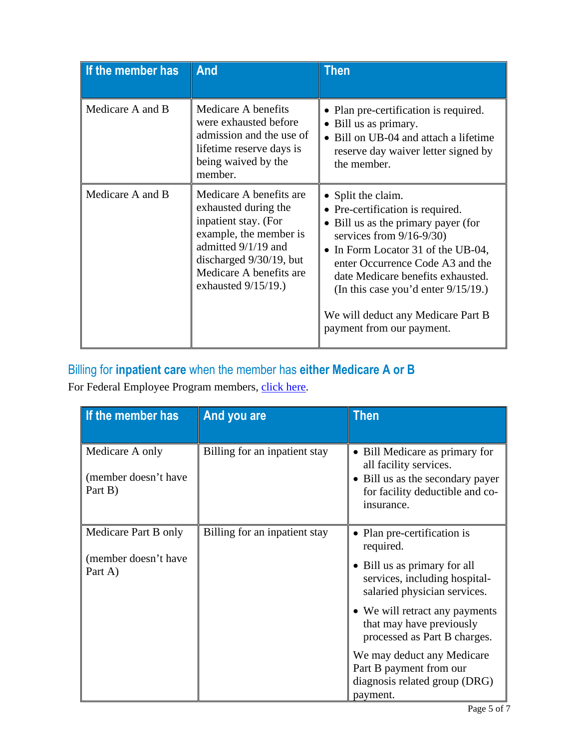| If the member has | And | Then |
|---|---|---|
| Medicare A and B | Medicare A benefits were exhausted before admission and the use of lifetime reserve days is being waived by the member. | • Plan pre-certification is required.<br>• Bill us as primary.<br>• Bill on UB-04 and attach a lifetime reserve day waiver letter signed by the member. |
| Medicare A and B | Medicare A benefits are exhausted during the inpatient stay. (For example, the member is admitted 9/1/19 and discharged 9/30/19, but Medicare A benefits are exhausted 9/15/19.) | • Split the claim.<br>• Pre-certification is required.<br>• Bill us as the primary payer (for services from 9/16-9/30)<br>• In Form Locator 31 of the UB-04, enter Occurrence Code A3 and the date Medicare benefits exhausted. (In this case you'd enter 9/15/19.)<br><br>We will deduct any Medicare Part B payment from our payment. |

## Billing for **inpatient care** when the member has **either Medicare A or B**

For Federal Employee Program members, [click here](#).

| If the member has | And you are | Then |
|---|---|---|
| Medicare A only<br><br>(member doesn't have Part B) | Billing for an inpatient stay | • Bill Medicare as primary for all facility services.<br>• Bill us as the secondary payer for facility deductible and co-insurance. |
| Medicare Part B only<br><br>(member doesn't have Part A) | Billing for an inpatient stay | • Plan pre-certification is required.<br>• Bill us as primary for all services, including hospital-salaried physician services.<br>• We will retract any payments that may have previously processed as Part B charges.<br><br>We may deduct any Medicare Part B payment from our diagnosis related group (DRG) payment. |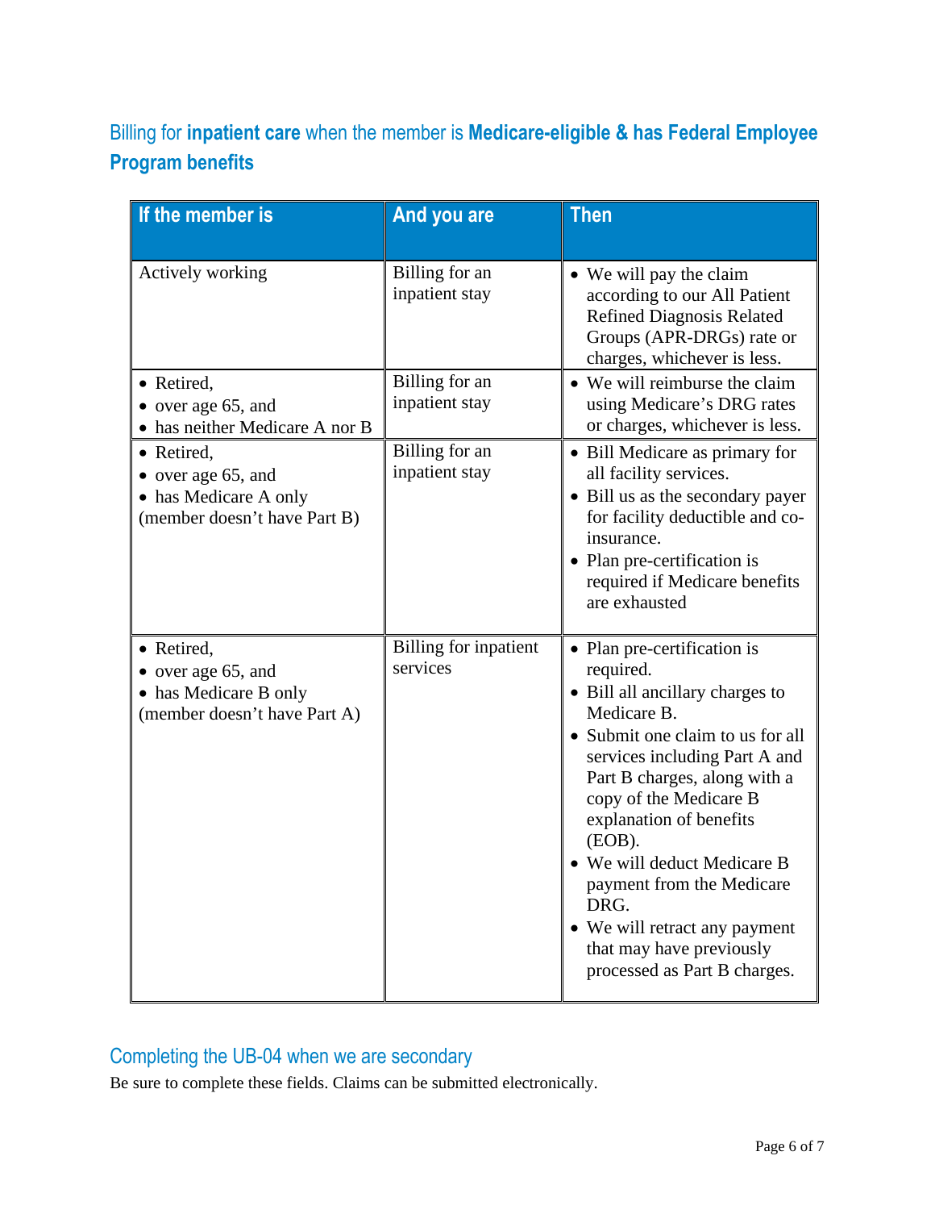## Billing for **inpatient care** when the member is **Medicare-eligible & has Federal Employee Program benefits**

| If the member is | And you are | Then |
|---|---|---|
| Actively working | Billing for an inpatient stay | • We will pay the claim according to our All Patient Refined Diagnosis Related Groups (APR-DRGs) rate or charges, whichever is less. |
| • Retired,<br>• over age 65, and<br>• has neither Medicare A nor B | Billing for an inpatient stay | • We will reimburse the claim using Medicare's DRG rates or charges, whichever is less. |
| • Retired,<br>• over age 65, and<br>• has Medicare A only<br>(member doesn't have Part B) | Billing for an inpatient stay | • Bill Medicare as primary for all facility services.<br>• Bill us as the secondary payer for facility deductible and co-insurance.<br>• Plan pre-certification is required if Medicare benefits are exhausted |
| • Retired,<br>• over age 65, and<br>• has Medicare B only<br>(member doesn't have Part A) | Billing for inpatient services | • Plan pre-certification is required.<br>• Bill all ancillary charges to Medicare B.<br>• Submit one claim to us for all services including Part A and Part B charges, along with a copy of the Medicare B explanation of benefits (EOB).<br>• We will deduct Medicare B payment from the Medicare DRG.<br>• We will retract any payment that may have previously processed as Part B charges. |

## Completing the UB-04 when we are secondary

Be sure to complete these fields. Claims can be submitted electronically.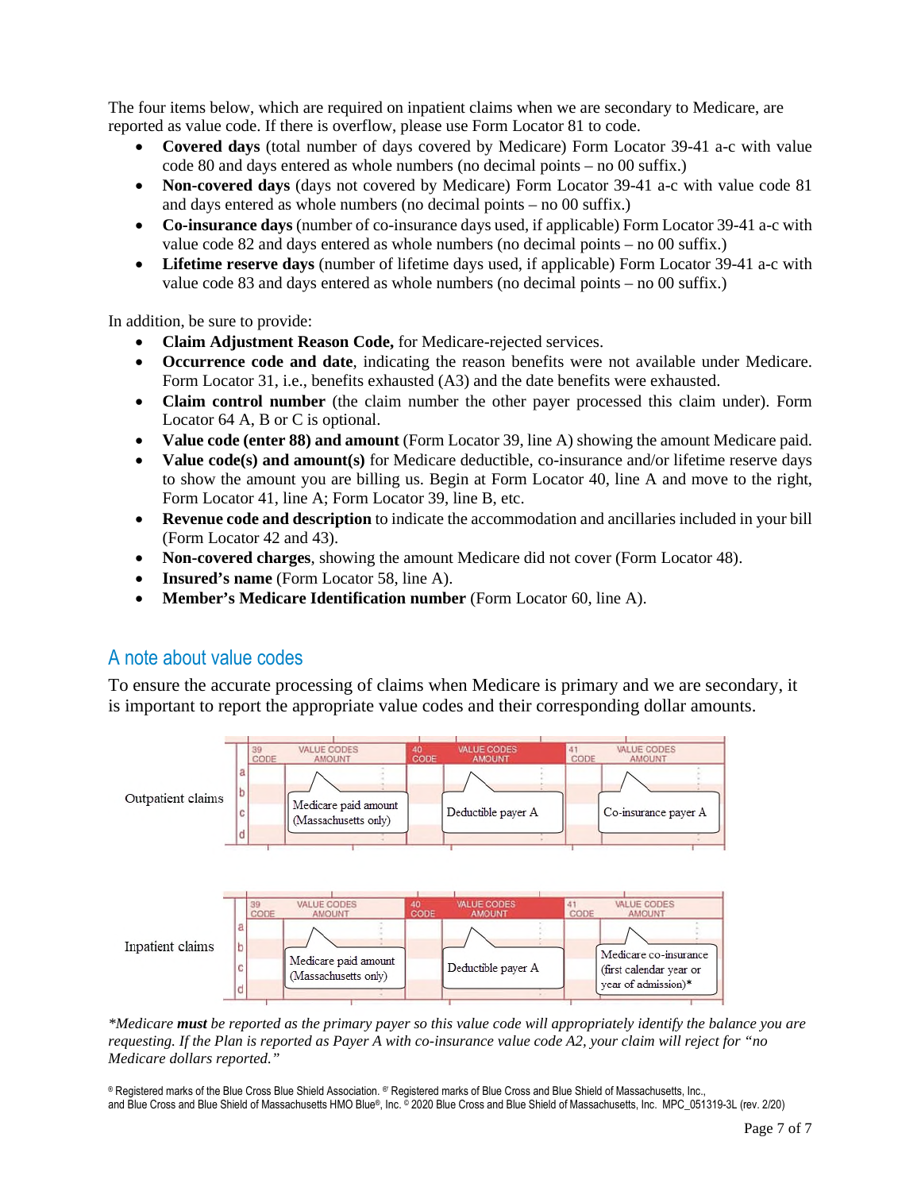The four items below, which are required on inpatient claims when we are secondary to Medicare, are reported as value code. If there is overflow, please use Form Locator 81 to code.

- **Covered days** (total number of days covered by Medicare) Form Locator 39-41 a-c with value code 80 and days entered as whole numbers (no decimal points – no 00 suffix.)
- **Non-covered days** (days not covered by Medicare) Form Locator 39-41 a-c with value code 81 and days entered as whole numbers (no decimal points – no 00 suffix.)
- **Co-insurance days** (number of co-insurance days used, if applicable) Form Locator 39-41 a-c with value code 82 and days entered as whole numbers (no decimal points – no 00 suffix.)
- **Lifetime reserve days** (number of lifetime days used, if applicable) Form Locator 39-41 a-c with value code 83 and days entered as whole numbers (no decimal points – no 00 suffix.)

In addition, be sure to provide:

- **Claim Adjustment Reason Code,** for Medicare-rejected services.
- **Occurrence code and date**, indicating the reason benefits were not available under Medicare. Form Locator 31, i.e., benefits exhausted (A3) and the date benefits were exhausted.
- **Claim control number** (the claim number the other payer processed this claim under). Form Locator 64 A, B or C is optional.
- **Value code (enter 88) and amount** (Form Locator 39, line A) showing the amount Medicare paid.
- **Value code(s) and amount(s)** for Medicare deductible, co-insurance and/or lifetime reserve days to show the amount you are billing us. Begin at Form Locator 40, line A and move to the right, Form Locator 41, line A; Form Locator 39, line B, etc.
- **Revenue code and description** to indicate the accommodation and ancillaries included in your bill (Form Locator 42 and 43).
- **Non-covered charges**, showing the amount Medicare did not cover (Form Locator 48).
- **Insured's name** (Form Locator 58, line A).
- **Member's Medicare Identification number** (Form Locator 60, line A).

## A note about value codes

To ensure the accurate processing of claims when Medicare is primary and we are secondary, it is important to report the appropriate value codes and their corresponding dollar amounts.

Outpatient claims

39 CODE | VALUE CODES AMOUNT | 40 CODE | VALUE CODES AMOUNT | 41 CODE | VALUE CODES AMOUNT

a
b
c
d

Medicare paid amount (Massachusetts only)

Deductible payer A

Co-insurance payer A

Inpatient claims

39 CODE | VALUE CODES AMOUNT | 40 CODE | VALUE CODES AMOUNT | 41 CODE | VALUE CODES AMOUNT

a
b
c
d

Medicare paid amount (Massachusetts only)

Deductible payer A

Medicare co-insurance (first calendar year or year of admission)*

*\*Medicare **must** be reported as the primary payer so this value code will appropriately identify the balance you are requesting. If the Plan is reported as Payer A with co-insurance value code A2, your claim will reject for "no Medicare dollars reported."*

® Registered marks of the Blue Cross Blue Shield Association. ®' Registered marks of Blue Cross and Blue Shield of Massachusetts, Inc., and Blue Cross and Blue Shield of Massachusetts HMO Blue®, Inc. © 2020 Blue Cross and Blue Shield of Massachusetts, Inc. MPC_051319-3L (rev. 2/20)